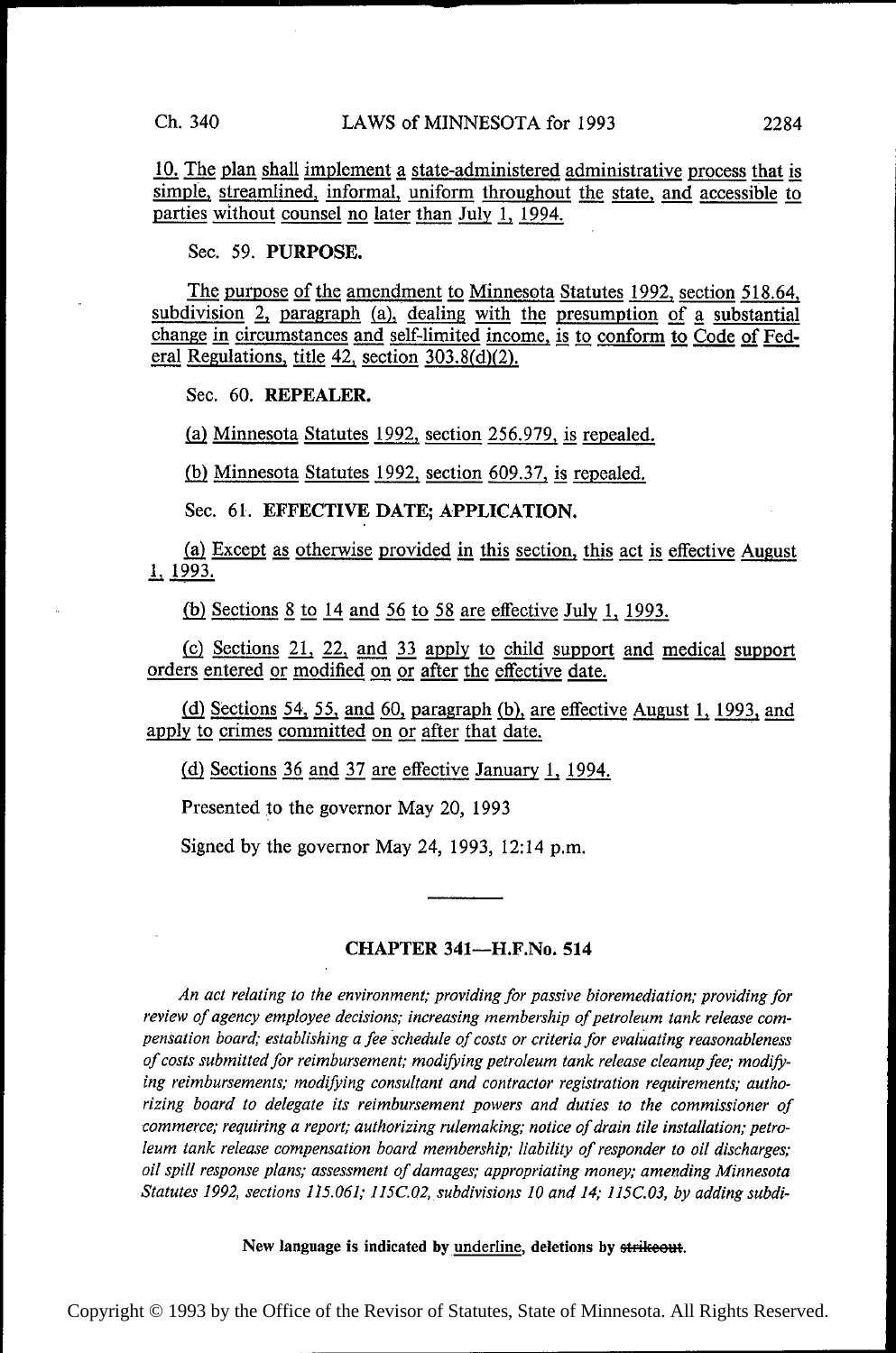10. The plan shall implement a state-administered administrative process that is simple, streamlined, informal, uniform throughout the state, and accessible to parties without counsel no later than July 1, 1994.

Sec. 59. **PURPOSE.**

The purpose of the amendment to Minnesota Statutes 1992, section 518.64, subdivision 2, paragraph (a), dealing with the presumption of a substantial change in circumstances and self-limited income, is to conform to Code of Federal Regulations, title 42, section 303.8(d)(2).

Sec. 60. **REPEALER.**

(a) Minnesota Statutes 1992, section 256.979, is repealed.

(b) Minnesota Statutes 1992, section 609.37, is repealed.

Sec. 61. **EFFECTIVE DATE; APPLICATION.**

(a) Except as otherwise provided in this section, this act is effective August 1, 1993.

(b) Sections 8 to 14 and 56 to 58 are effective July 1, 1993.

(c) Sections 21, 22, and 33 apply to child support and medical support orders entered or modified on or after the effective date.

(d) Sections 54, 55, and 60, paragraph (b), are effective August 1, 1993, and apply to crimes committed on or after that date.

(d) Sections 36 and 37 are effective January 1, 1994.

Presented to the governor May 20, 1993

Signed by the governor May 24, 1993, 12:14 p.m.

---

## CHAPTER 341—H.F.No. 514

*An act relating to the environment; providing for passive bioremediation; providing for review of agency employee decisions; increasing membership of petroleum tank release compensation board; establishing a fee schedule of costs or criteria for evaluating reasonableness of costs submitted for reimbursement; modifying petroleum tank release cleanup fee; modifying reimbursements; modifying consultant and contractor registration requirements; authorizing board to delegate its reimbursement powers and duties to the commissioner of commerce; requiring a report; authorizing rulemaking; notice of drain tile installation; petroleum tank release compensation board membership; liability of responder to oil discharges; oil spill response plans; assessment of damages; appropriating money; amending Minnesota Statutes 1992, sections 115.061; 115C.02, subdivisions 10 and 14; 115C.03, by adding subdi-*

New language is indicated by underline, deletions by ~~strikeout~~.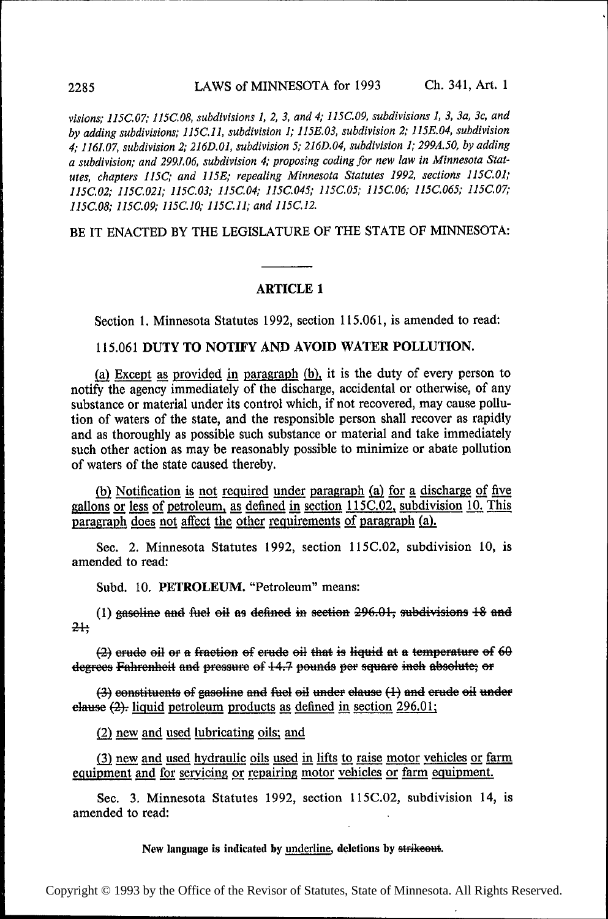*visions; 115C.07; 115C.08, subdivisions 1, 2, 3, and 4; 115C.09, subdivisions 1, 3, 3a, 3c, and by adding subdivisions; 115C.11, subdivision 1; 115E.03, subdivision 2; 115E.04, subdivision 4; 116I.07, subdivision 2; 216D.01, subdivision 5; 216D.04, subdivision 1; 299A.50, by adding a subdivision; and 299J.06, subdivision 4; proposing coding for new law in Minnesota Statutes, chapters 115C; and 115E; repealing Minnesota Statutes 1992, sections 115C.01; 115C.02; 115C.021; 115C.03; 115C.04; 115C.045; 115C.05; 115C.06; 115C.065; 115C.07; 115C.08; 115C.09; 115C.10; 115C.11; and 115C.12.*

BE IT ENACTED BY THE LEGISLATURE OF THE STATE OF MINNESOTA:

---

## ARTICLE 1

Section 1. Minnesota Statutes 1992, section 115.061, is amended to read:

115.061 **DUTY TO NOTIFY AND AVOID WATER POLLUTION.**

<u>(a) Except as provided in paragraph (b),</u> it is the duty of every person to notify the agency immediately of the discharge, accidental or otherwise, of any substance or material under its control which, if not recovered, may cause pollution of waters of the state, and the responsible person shall recover as rapidly and as thoroughly as possible such substance or material and take immediately such other action as may be reasonably possible to minimize or abate pollution of waters of the state caused thereby.

<u>(b) Notification is not required under paragraph (a) for a discharge of five gallons or less of petroleum, as defined in section 115C.02, subdivision 10. This paragraph does not affect the other requirements of paragraph (a).</u>

Sec. 2. Minnesota Statutes 1992, section 115C.02, subdivision 10, is amended to read:

Subd. 10. **PETROLEUM.** "Petroleum" means:

(1) ~~gasoline and fuel oil as defined in section 296.01, subdivisions 18 and 21;~~

~~(2) crude oil or a fraction of crude oil that is liquid at a temperature of 60 degrees Fahrenheit and pressure of 14.7 pounds per square inch absolute; or~~

~~(3) constituents of gasoline and fuel oil under clause (1) and crude oil under clause (2).~~ <u>liquid petroleum products as defined in section 296.01;</u>

<u>(2) new and used lubricating oils; and</u>

<u>(3) new and used hydraulic oils used in lifts to raise motor vehicles or farm equipment and for servicing or repairing motor vehicles or farm equipment.</u>

Sec. 3. Minnesota Statutes 1992, section 115C.02, subdivision 14, is amended to read:

**New language is indicated by <u>underline</u>, deletions by ~~strikeout~~.**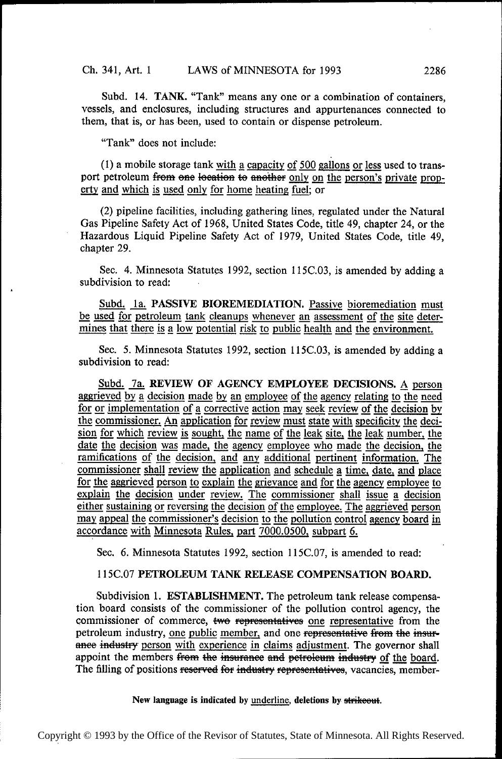Subd. 14. **TANK.** "Tank" means any one or a combination of containers, vessels, and enclosures, including structures and appurtenances connected to them, that is, or has been, used to contain or dispense petroleum.

"Tank" does not include:

(1) a mobile storage tank <u>with a capacity of 500 gallons or less</u> used to transport petroleum ~~from one location to another~~ <u>only on the person's private property and which is used only for home heating fuel</u>; or

(2) pipeline facilities, including gathering lines, regulated under the Natural Gas Pipeline Safety Act of 1968, United States Code, title 49, chapter 24, or the Hazardous Liquid Pipeline Safety Act of 1979, United States Code, title 49, chapter 29.

Sec. 4. Minnesota Statutes 1992, section 115C.03, is amended by adding a subdivision to read:

<u>Subd. 1a.</u> **<u>PASSIVE BIOREMEDIATION.</u>** <u>Passive bioremediation must be used for petroleum tank cleanups whenever an assessment of the site determines that there is a low potential risk to public health and the environment.</u>

Sec. 5. Minnesota Statutes 1992, section 115C.03, is amended by adding a subdivision to read:

<u>Subd. 7a.</u> **<u>REVIEW OF AGENCY EMPLOYEE DECISIONS.</u>** <u>A person aggrieved by a decision made by an employee of the agency relating to the need for or implementation of a corrective action may seek review of the decision by the commissioner. An application for review must state with specificity the decision for which review is sought, the name of the leak site, the leak number, the date the decision was made, the agency employee who made the decision, the ramifications of the decision, and any additional pertinent information. The commissioner shall review the application and schedule a time, date, and place for the aggrieved person to explain the grievance and for the agency employee to explain the decision under review. The commissioner shall issue a decision either sustaining or reversing the decision of the employee. The aggrieved person may appeal the commissioner's decision to the pollution control agency board in accordance with Minnesota Rules, part 7000.0500, subpart 6.</u>

Sec. 6. Minnesota Statutes 1992, section 115C.07, is amended to read:

115C.07 **PETROLEUM TANK RELEASE COMPENSATION BOARD.**

Subdivision 1. **ESTABLISHMENT.** The petroleum tank release compensation board consists of the commissioner of the pollution control agency, the commissioner of commerce, ~~two representatives~~ <u>one representative</u> from the petroleum industry, <u>one public member,</u> and one ~~representative from the insurance industry~~ <u>person with experience in claims adjustment</u>. The governor shall appoint the members ~~from the insurance and petroleum industry~~ <u>of the board</u>. The filling of positions ~~reserved for industry representatives~~, vacancies, member-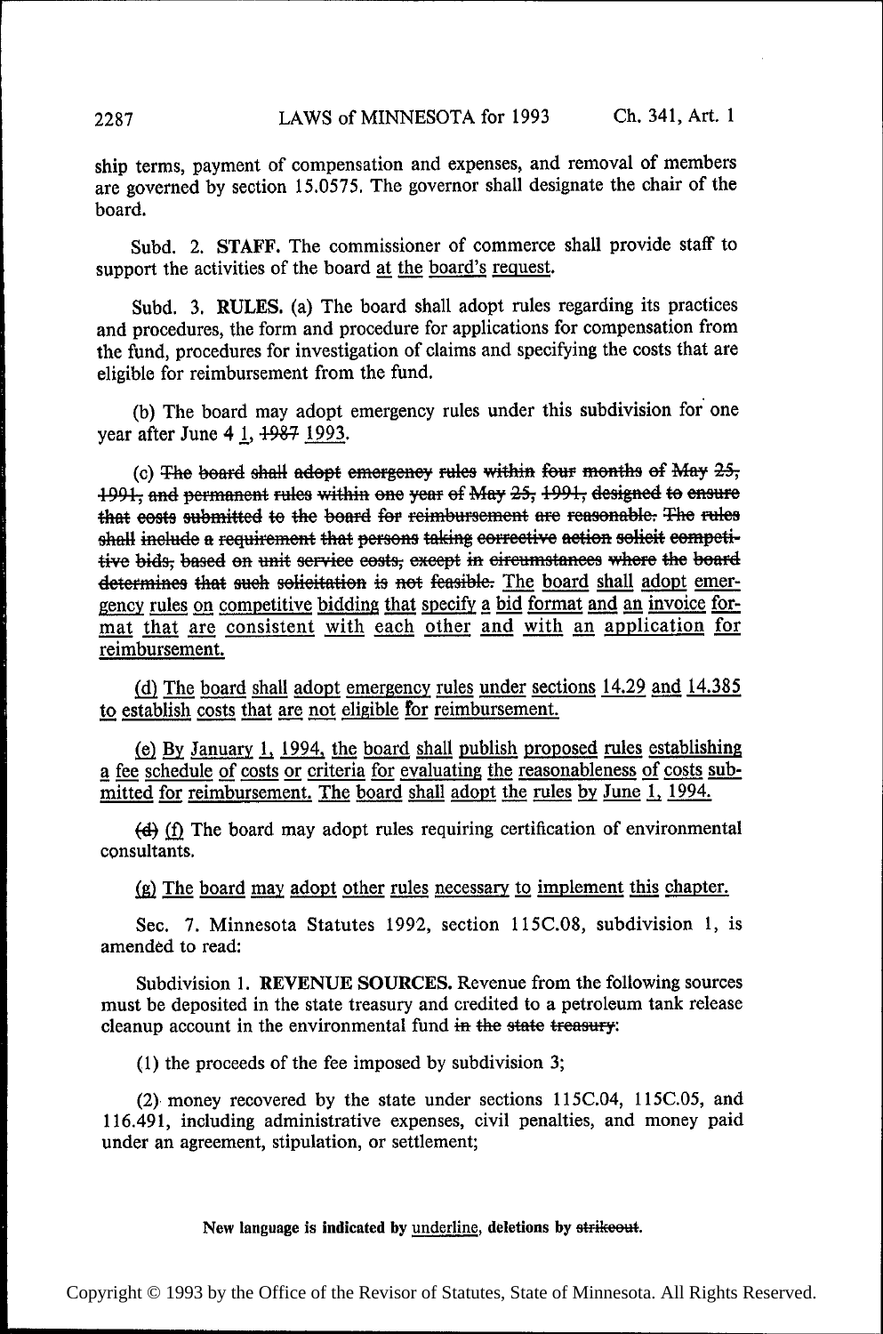ship terms, payment of compensation and expenses, and removal of members are governed by section 15.0575. The governor shall designate the chair of the board.

Subd. 2. **STAFF.** The commissioner of commerce shall provide staff to support the activities of the board <u>at the board's request</u>.

Subd. 3. **RULES.** (a) The board shall adopt rules regarding its practices and procedures, the form and procedure for applications for compensation from the fund, procedures for investigation of claims and specifying the costs that are eligible for reimbursement from the fund.

(b) The board may adopt emergency rules under this subdivision for one year after June ~~4~~ <u>1</u>, ~~1987~~ <u>1993</u>.

(c) ~~The board shall adopt emergency rules within four months of May 25, 1991, and permanent rules within one year of May 25, 1991, designed to ensure that costs submitted to the board for reimbursement are reasonable. The rules shall include a requirement that persons taking corrective action solicit competitive bids, based on unit service costs, except in circumstances where the board determines that such solicitation is not feasible.~~ <u>The board shall adopt emergency rules on competitive bidding that specify a bid format and an invoice format that are consistent with each other and with an application for reimbursement.</u>

<u>(d) The board shall adopt emergency rules under sections 14.29 and 14.385 to establish costs that are not eligible for reimbursement.</u>

<u>(e) By January 1, 1994, the board shall publish proposed rules establishing a fee schedule of costs or criteria for evaluating the reasonableness of costs submitted for reimbursement. The board shall adopt the rules by June 1, 1994.</u>

~~(d)~~ <u>(f)</u> The board may adopt rules requiring certification of environmental consultants.

<u>(g) The board may adopt other rules necessary to implement this chapter.</u>

Sec. 7. Minnesota Statutes 1992, section 115C.08, subdivision 1, is amended to read:

Subdivision 1. **REVENUE SOURCES.** Revenue from the following sources must be deposited in the state treasury and credited to a petroleum tank release cleanup account in the environmental fund ~~in the state treasury~~:

(1) the proceeds of the fee imposed by subdivision 3;

(2) money recovered by the state under sections 115C.04, 115C.05, and 116.491, including administrative expenses, civil penalties, and money paid under an agreement, stipulation, or settlement;

**New language is indicated by <u>underline</u>, deletions by ~~strikeout~~.**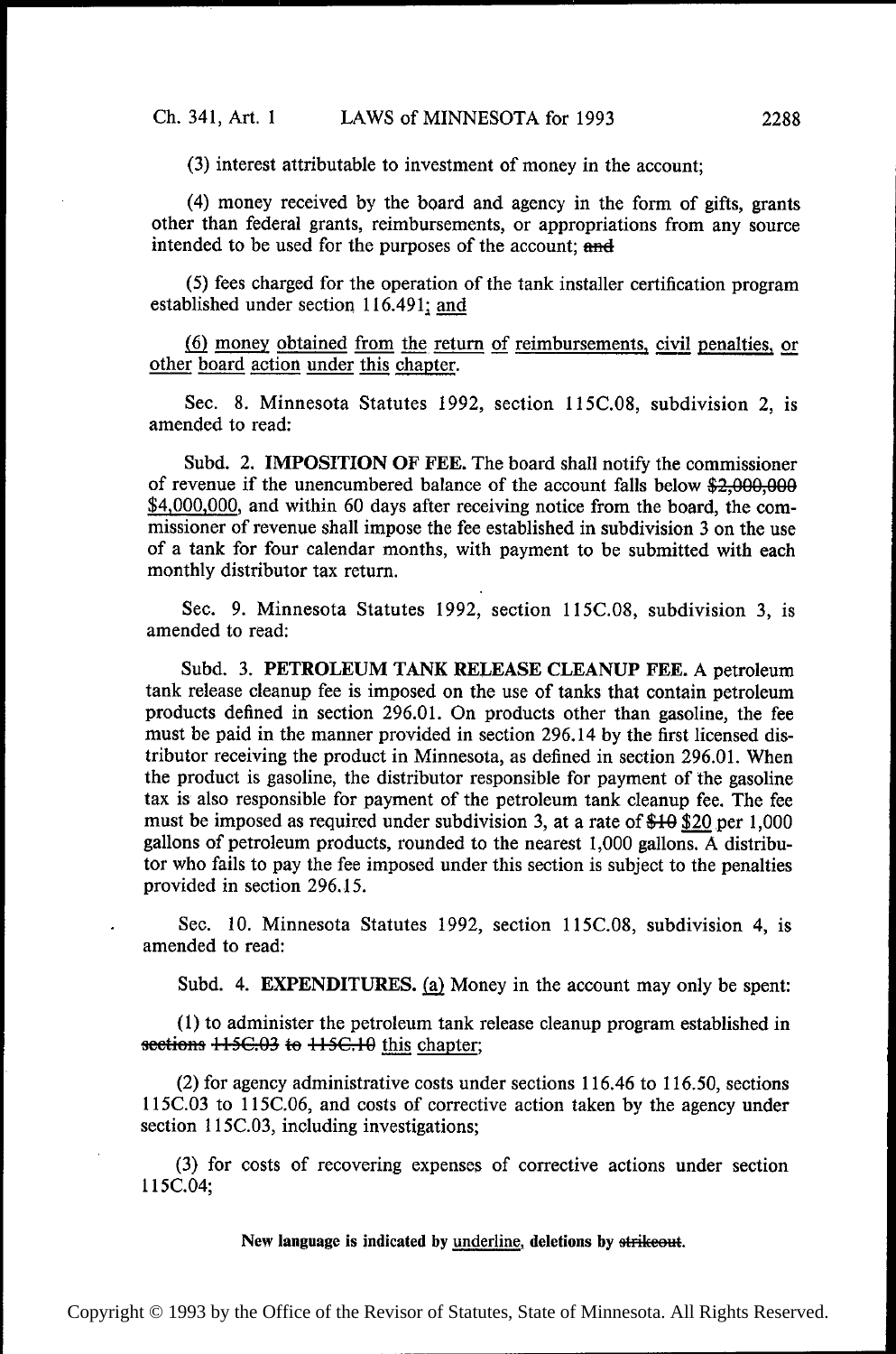(3) interest attributable to investment of money in the account;

(4) money received by the board and agency in the form of gifts, grants other than federal grants, reimbursements, or appropriations from any source intended to be used for the purposes of the account; ~~and~~

(5) fees charged for the operation of the tank installer certification program established under section 116.491; and

(6) money obtained from the return of reimbursements, civil penalties, or other board action under this chapter.

Sec. 8. Minnesota Statutes 1992, section 115C.08, subdivision 2, is amended to read:

Subd. 2. **IMPOSITION OF FEE.** The board shall notify the commissioner of revenue if the unencumbered balance of the account falls below ~~$2,000,000~~ $4,000,000, and within 60 days after receiving notice from the board, the commissioner of revenue shall impose the fee established in subdivision 3 on the use of a tank for four calendar months, with payment to be submitted with each monthly distributor tax return.

Sec. 9. Minnesota Statutes 1992, section 115C.08, subdivision 3, is amended to read:

Subd. 3. **PETROLEUM TANK RELEASE CLEANUP FEE.** A petroleum tank release cleanup fee is imposed on the use of tanks that contain petroleum products defined in section 296.01. On products other than gasoline, the fee must be paid in the manner provided in section 296.14 by the first licensed distributor receiving the product in Minnesota, as defined in section 296.01. When the product is gasoline, the distributor responsible for payment of the gasoline tax is also responsible for payment of the petroleum tank cleanup fee. The fee must be imposed as required under subdivision 3, at a rate of ~~$10~~ $20 per 1,000 gallons of petroleum products, rounded to the nearest 1,000 gallons. A distributor who fails to pay the fee imposed under this section is subject to the penalties provided in section 296.15.

Sec. 10. Minnesota Statutes 1992, section 115C.08, subdivision 4, is amended to read:

Subd. 4. **EXPENDITURES.** (a) Money in the account may only be spent:

(1) to administer the petroleum tank release cleanup program established in ~~sections 115C.03 to 115C.10~~ this chapter;

(2) for agency administrative costs under sections 116.46 to 116.50, sections 115C.03 to 115C.06, and costs of corrective action taken by the agency under section 115C.03, including investigations;

(3) for costs of recovering expenses of corrective actions under section 115C.04;

**New language is indicated by underline, deletions by ~~strikeout~~.**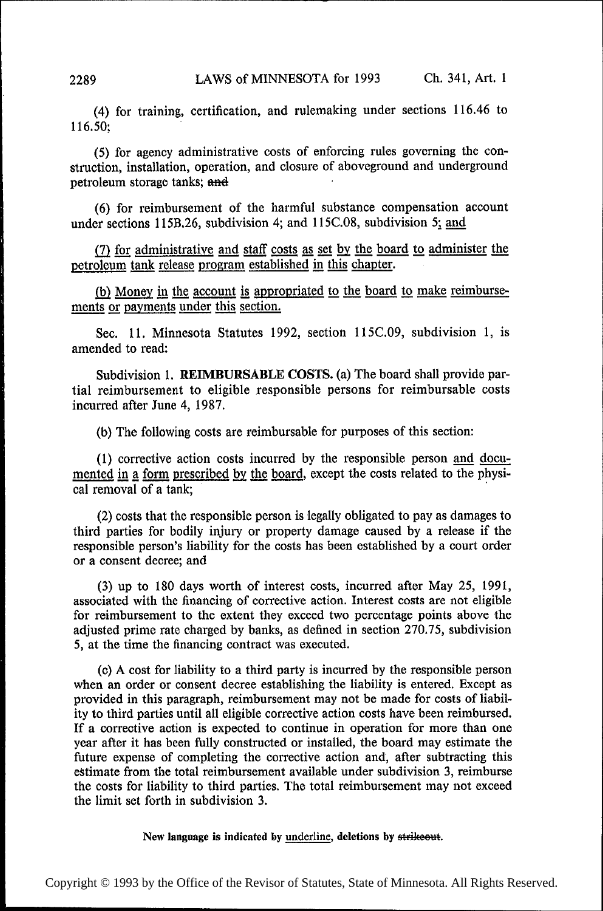(4) for training, certification, and rulemaking under sections 116.46 to 116.50;

(5) for agency administrative costs of enforcing rules governing the construction, installation, operation, and closure of aboveground and underground petroleum storage tanks; ~~and~~

(6) for reimbursement of the harmful substance compensation account under sections 115B.26, subdivision 4; and 115C.08, subdivision 5; <u>and</u>

<u>(7) for administrative and staff costs as set by the board to administer the petroleum tank release program established in this chapter.</u>

<u>(b) Money in the account is appropriated to the board to make reimbursements or payments under this section.</u>

Sec. 11. Minnesota Statutes 1992, section 115C.09, subdivision 1, is amended to read:

Subdivision 1. **REIMBURSABLE COSTS.** (a) The board shall provide partial reimbursement to eligible responsible persons for reimbursable costs incurred after June 4, 1987.

(b) The following costs are reimbursable for purposes of this section:

(1) corrective action costs incurred by the responsible person <u>and documented in a form prescribed by the board</u>, except the costs related to the physical removal of a tank;

(2) costs that the responsible person is legally obligated to pay as damages to third parties for bodily injury or property damage caused by a release if the responsible person's liability for the costs has been established by a court order or a consent decree; and

(3) up to 180 days worth of interest costs, incurred after May 25, 1991, associated with the financing of corrective action. Interest costs are not eligible for reimbursement to the extent they exceed two percentage points above the adjusted prime rate charged by banks, as defined in section 270.75, subdivision 5, at the time the financing contract was executed.

(c) A cost for liability to a third party is incurred by the responsible person when an order or consent decree establishing the liability is entered. Except as provided in this paragraph, reimbursement may not be made for costs of liability to third parties until all eligible corrective action costs have been reimbursed. If a corrective action is expected to continue in operation for more than one year after it has been fully constructed or installed, the board may estimate the future expense of completing the corrective action and, after subtracting this estimate from the total reimbursement available under subdivision 3, reimburse the costs for liability to third parties. The total reimbursement may not exceed the limit set forth in subdivision 3.

New language is indicated by <u>underline</u>, deletions by ~~strikeout~~.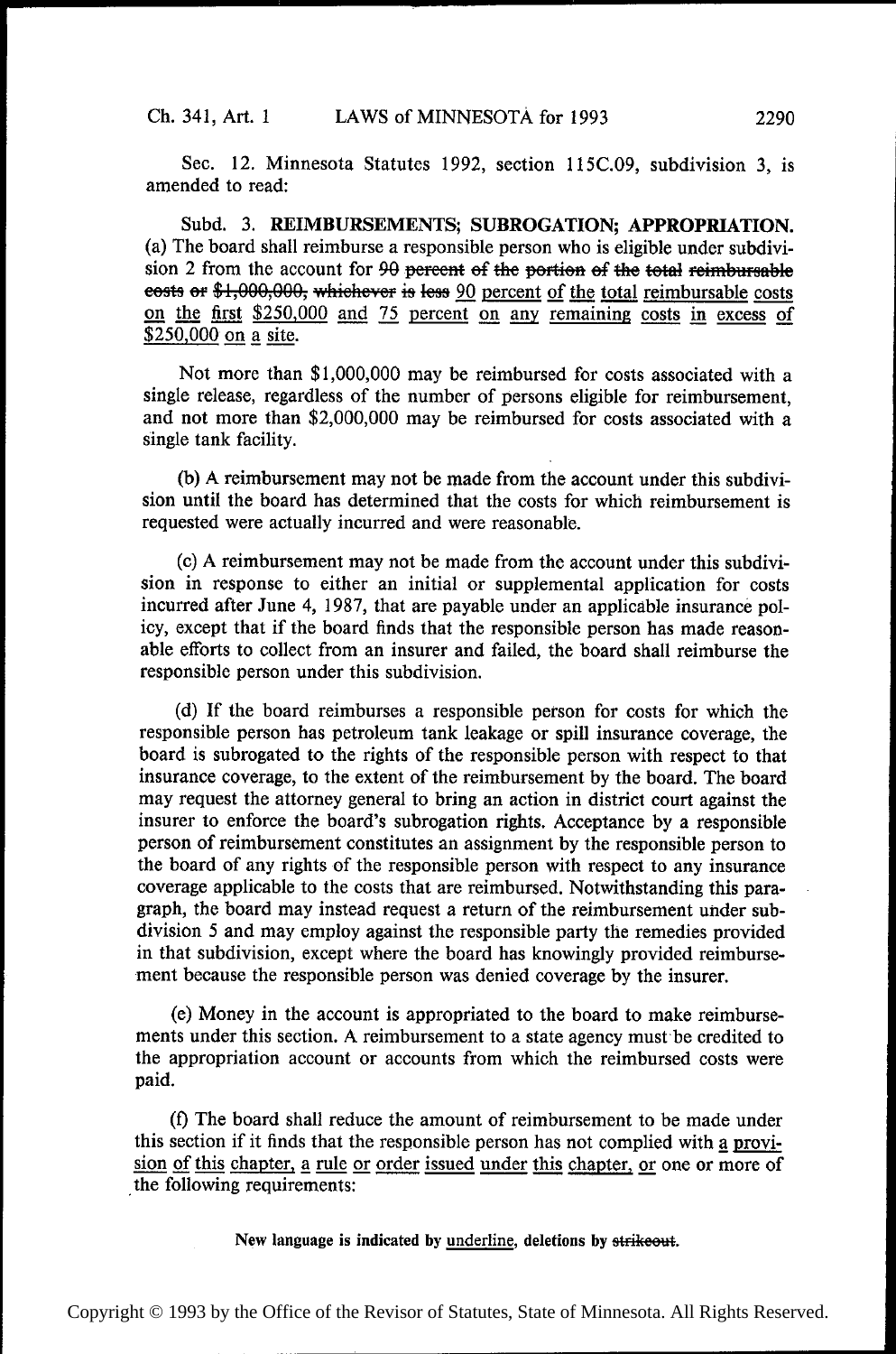Sec. 12. Minnesota Statutes 1992, section 115C.09, subdivision 3, is amended to read:

Subd. 3. **REIMBURSEMENTS; SUBROGATION; APPROPRIATION.** (a) The board shall reimburse a responsible person who is eligible under subdivision 2 from the account for ~~90 percent of the portion of the total reimbursable costs or $1,000,000, whichever is less~~ 90 percent of the total reimbursable costs on the first $250,000 and 75 percent on any remaining costs in excess of $250,000 on a site.

Not more than $1,000,000 may be reimbursed for costs associated with a single release, regardless of the number of persons eligible for reimbursement, and not more than $2,000,000 may be reimbursed for costs associated with a single tank facility.

(b) A reimbursement may not be made from the account under this subdivision until the board has determined that the costs for which reimbursement is requested were actually incurred and were reasonable.

(c) A reimbursement may not be made from the account under this subdivision in response to either an initial or supplemental application for costs incurred after June 4, 1987, that are payable under an applicable insurance policy, except that if the board finds that the responsible person has made reasonable efforts to collect from an insurer and failed, the board shall reimburse the responsible person under this subdivision.

(d) If the board reimburses a responsible person for costs for which the responsible person has petroleum tank leakage or spill insurance coverage, the board is subrogated to the rights of the responsible person with respect to that insurance coverage, to the extent of the reimbursement by the board. The board may request the attorney general to bring an action in district court against the insurer to enforce the board's subrogation rights. Acceptance by a responsible person of reimbursement constitutes an assignment by the responsible person to the board of any rights of the responsible person with respect to any insurance coverage applicable to the costs that are reimbursed. Notwithstanding this paragraph, the board may instead request a return of the reimbursement under subdivision 5 and may employ against the responsible party the remedies provided in that subdivision, except where the board has knowingly provided reimbursement because the responsible person was denied coverage by the insurer.

(e) Money in the account is appropriated to the board to make reimbursements under this section. A reimbursement to a state agency must be credited to the appropriation account or accounts from which the reimbursed costs were paid.

(f) The board shall reduce the amount of reimbursement to be made under this section if it finds that the responsible person has not complied with a provision of this chapter, a rule or order issued under this chapter, or one or more of the following requirements:

New language is indicated by underline, deletions by ~~strikeout~~.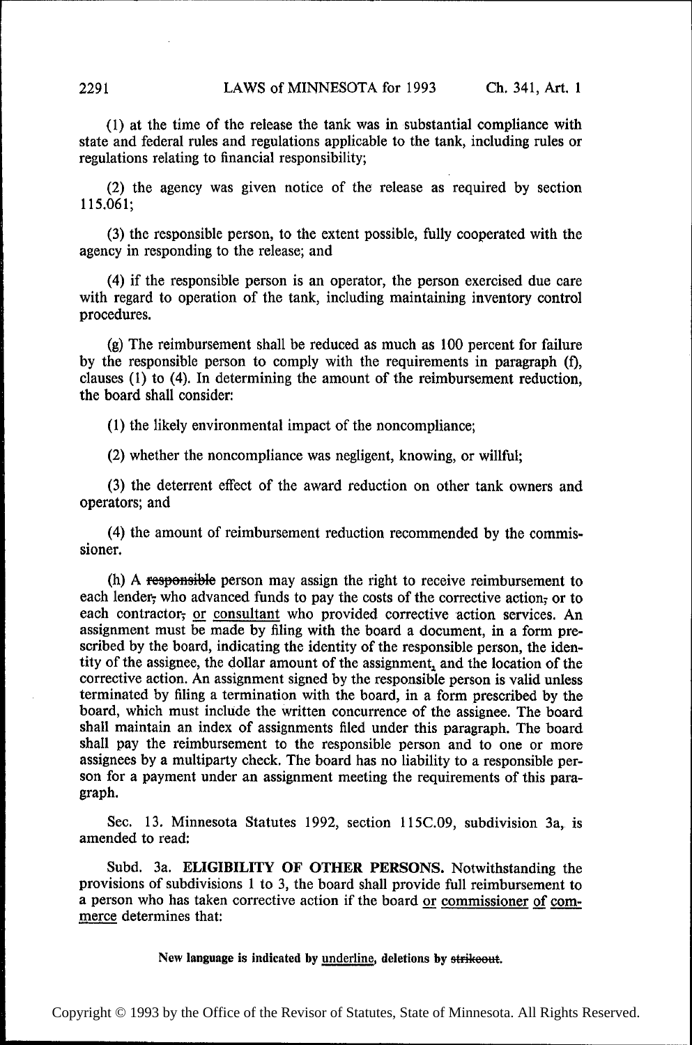(1) at the time of the release the tank was in substantial compliance with state and federal rules and regulations applicable to the tank, including rules or regulations relating to financial responsibility;

(2) the agency was given notice of the release as required by section 115.061;

(3) the responsible person, to the extent possible, fully cooperated with the agency in responding to the release; and

(4) if the responsible person is an operator, the person exercised due care with regard to operation of the tank, including maintaining inventory control procedures.

(g) The reimbursement shall be reduced as much as 100 percent for failure by the responsible person to comply with the requirements in paragraph (f), clauses (1) to (4). In determining the amount of the reimbursement reduction, the board shall consider:

(1) the likely environmental impact of the noncompliance;

(2) whether the noncompliance was negligent, knowing, or willful;

(3) the deterrent effect of the award reduction on other tank owners and operators; and

(4) the amount of reimbursement reduction recommended by the commissioner.

(h) A ~~responsible~~ person may assign the right to receive reimbursement to each lender~~,~~ who advanced funds to pay the costs of the corrective action~~,~~ or to each contractor~~,~~ <u>or</u> <u>consultant</u> who provided corrective action services. An assignment must be made by filing with the board a document, in a form prescribed by the board, indicating the identity of the responsible person, the identity of the assignee, the dollar amount of the assignment<u>,</u> and the location of the corrective action. An assignment signed by the responsible person is valid unless terminated by filing a termination with the board, in a form prescribed by the board, which must include the written concurrence of the assignee. The board shall maintain an index of assignments filed under this paragraph. The board shall pay the reimbursement to the responsible person and to one or more assignees by a multiparty check. The board has no liability to a responsible person for a payment under an assignment meeting the requirements of this paragraph.

Sec. 13. Minnesota Statutes 1992, section 115C.09, subdivision 3a, is amended to read:

Subd. 3a. **ELIGIBILITY OF OTHER PERSONS.** Notwithstanding the provisions of subdivisions 1 to 3, the board shall provide full reimbursement to a person who has taken corrective action if the board <u>or</u> <u>commissioner</u> <u>of</u> <u>commerce</u> determines that:

New language is indicated by <u>underline</u>, deletions by ~~strikeout~~.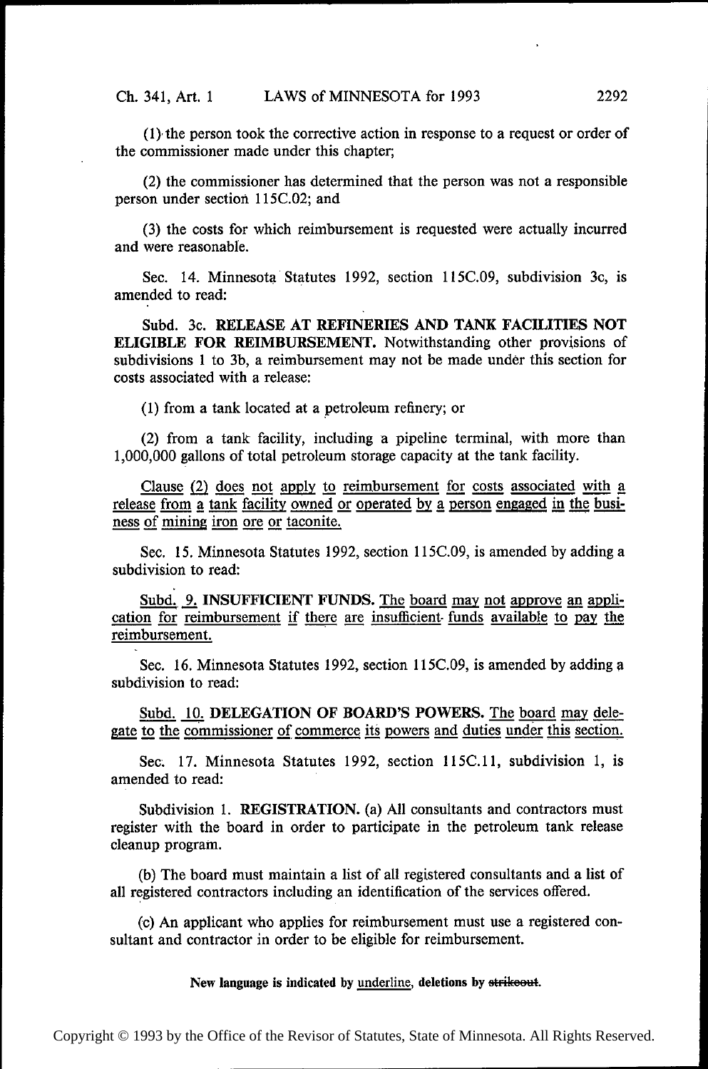(1) the person took the corrective action in response to a request or order of the commissioner made under this chapter;

(2) the commissioner has determined that the person was not a responsible person under section 115C.02; and

(3) the costs for which reimbursement is requested were actually incurred and were reasonable.

Sec. 14. Minnesota Statutes 1992, section 115C.09, subdivision 3c, is amended to read:

Subd. 3c. **RELEASE AT REFINERIES AND TANK FACILITIES NOT ELIGIBLE FOR REIMBURSEMENT.** Notwithstanding other provisions of subdivisions 1 to 3b, a reimbursement may not be made under this section for costs associated with a release:

(1) from a tank located at a petroleum refinery; or

(2) from a tank facility, including a pipeline terminal, with more than 1,000,000 gallons of total petroleum storage capacity at the tank facility.

<u>Clause (2) does not apply to reimbursement for costs associated with a release from a tank facility owned or operated by a person engaged in the business of mining iron ore or taconite.</u>

Sec. 15. Minnesota Statutes 1992, section 115C.09, is amended by adding a subdivision to read:

<u>Subd. 9.</u> **<u>INSUFFICIENT FUNDS.</u>** <u>The board may not approve an application for reimbursement if there are insufficient funds available to pay the reimbursement.</u>

Sec. 16. Minnesota Statutes 1992, section 115C.09, is amended by adding a subdivision to read:

<u>Subd. 10.</u> **<u>DELEGATION OF BOARD'S POWERS.</u>** <u>The board may delegate to the commissioner of commerce its powers and duties under this section.</u>

Sec. 17. Minnesota Statutes 1992, section 115C.11, subdivision 1, is amended to read:

Subdivision 1. **REGISTRATION.** (a) All consultants and contractors must register with the board in order to participate in the petroleum tank release cleanup program.

(b) The board must maintain a list of all registered consultants and a list of all registered contractors including an identification of the services offered.

(c) An applicant who applies for reimbursement must use a registered consultant and contractor in order to be eligible for reimbursement.

**New language is indicated by <u>underline</u>, deletions by ~~strikeout~~.**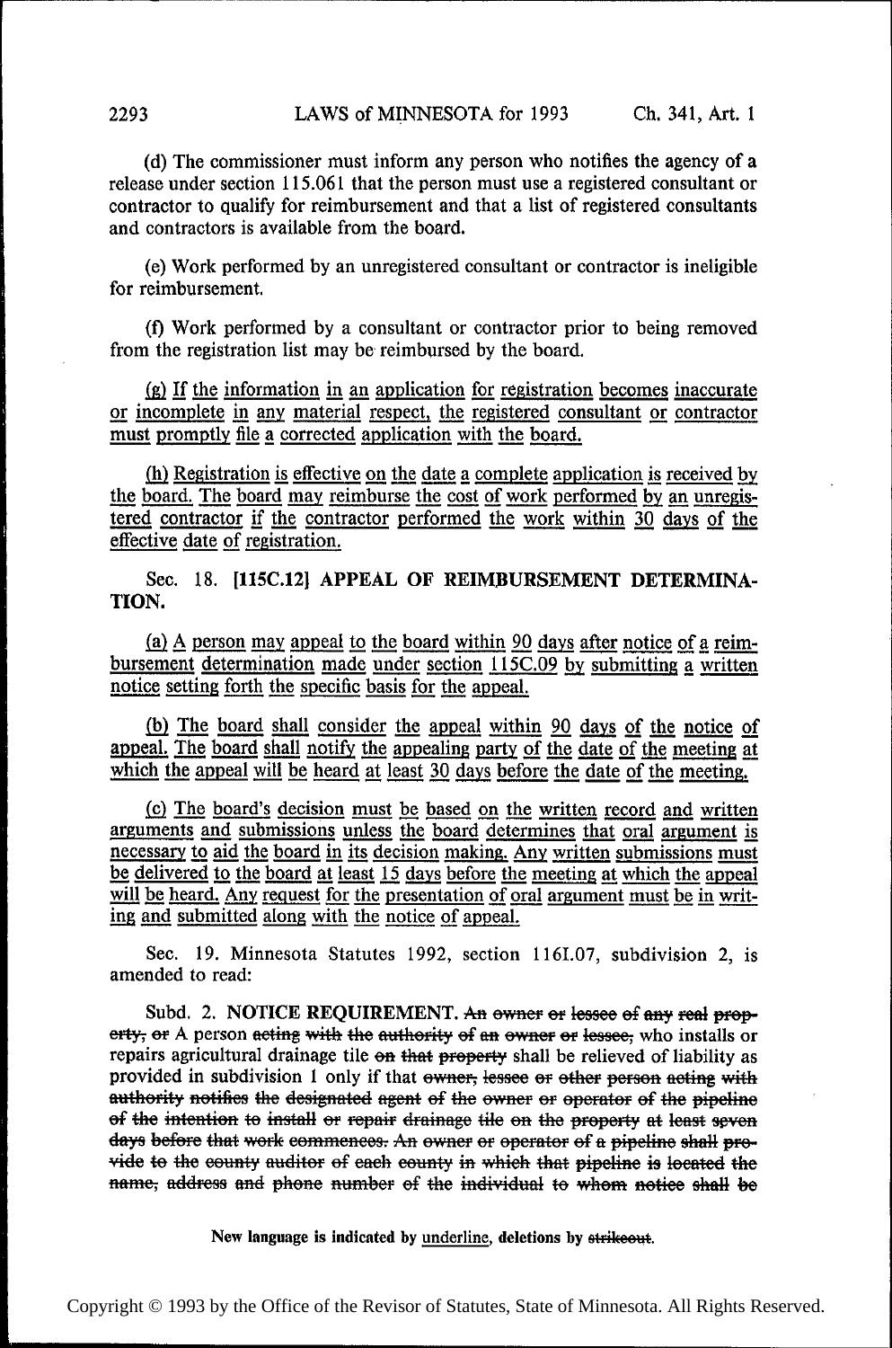(d) The commissioner must inform any person who notifies the agency of a release under section 115.061 that the person must use a registered consultant or contractor to qualify for reimbursement and that a list of registered consultants and contractors is available from the board.

(e) Work performed by an unregistered consultant or contractor is ineligible for reimbursement.

(f) Work performed by a consultant or contractor prior to being removed from the registration list may be reimbursed by the board.

<u>(g) If the information in an application for registration becomes inaccurate or incomplete in any material respect, the registered consultant or contractor must promptly file a corrected application with the board.</u>

<u>(h) Registration is effective on the date a complete application is received by the board. The board may reimburse the cost of work performed by an unregistered contractor if the contractor performed the work within 30 days of the effective date of registration.</u>

Sec. 18. **[115C.12] APPEAL OF REIMBURSEMENT DETERMINATION.**

<u>(a) A person may appeal to the board within 90 days after notice of a reimbursement determination made under section 115C.09 by submitting a written notice setting forth the specific basis for the appeal.</u>

<u>(b) The board shall consider the appeal within 90 days of the notice of appeal. The board shall notify the appealing party of the date of the meeting at which the appeal will be heard at least 30 days before the date of the meeting.</u>

<u>(c) The board's decision must be based on the written record and written arguments and submissions unless the board determines that oral argument is necessary to aid the board in its decision making. Any written submissions must be delivered to the board at least 15 days before the meeting at which the appeal will be heard. Any request for the presentation of oral argument must be in writing and submitted along with the notice of appeal.</u>

Sec. 19. Minnesota Statutes 1992, section 116I.07, subdivision 2, is amended to read:

Subd. 2. **NOTICE REQUIREMENT.** ~~An owner or lessee of any real property, or~~ A person ~~acting with the authority of an owner or lessee,~~ who installs or repairs agricultural drainage tile ~~on that property~~ shall be relieved of liability as provided in subdivision 1 only if that ~~owner, lessee or other person acting with authority notifies the designated agent of the owner or operator of the pipeline of the intention to install or repair drainage tile on the property at least seven days before that work commences. An owner or operator of a pipeline shall provide to the county auditor of each county in which that pipeline is located the name, address and phone number of the individual to whom notice shall be~~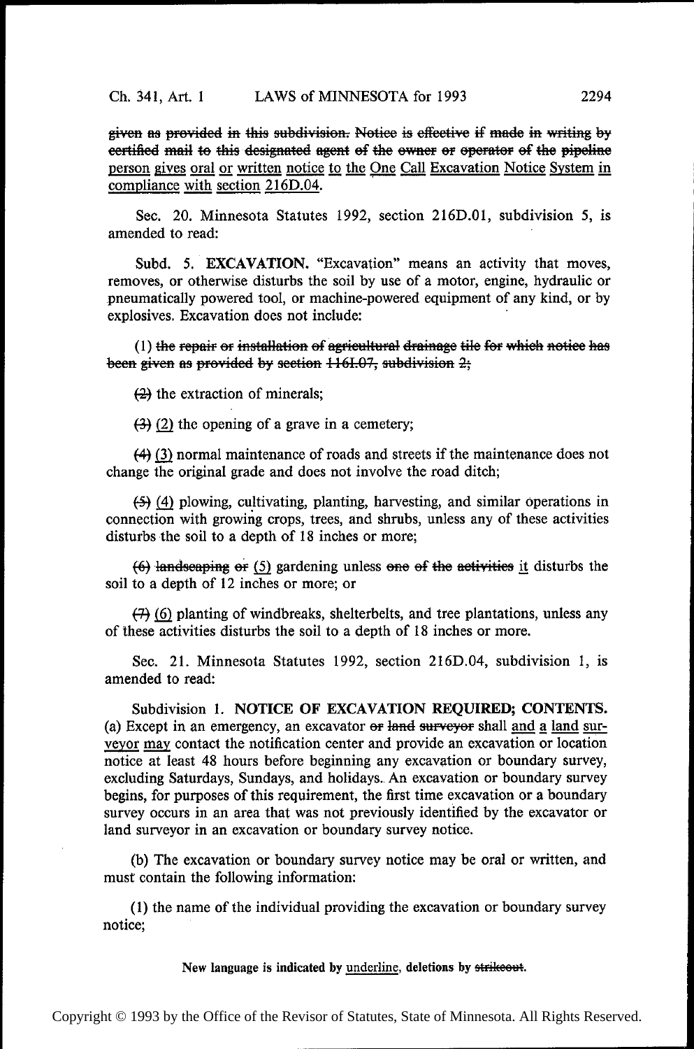~~given as provided in this subdivision. Notice is effective if made in writing by certified mail to this designated agent of the owner or operator of the pipeline~~ <u>person gives oral or written notice to the One Call Excavation Notice System in compliance with section 216D.04</u>.

Sec. 20. Minnesota Statutes 1992, section 216D.01, subdivision 5, is amended to read:

Subd. 5. **EXCAVATION.** "Excavation" means an activity that moves, removes, or otherwise disturbs the soil by use of a motor, engine, hydraulic or pneumatically powered tool, or machine-powered equipment of any kind, or by explosives. Excavation does not include:

(1) ~~the repair or installation of agricultural drainage tile for which notice has been given as provided by section 116I.07, subdivision 2;~~

~~(2)~~ the extraction of minerals;

~~(3)~~ <u>(2)</u> the opening of a grave in a cemetery;

~~(4)~~ <u>(3)</u> normal maintenance of roads and streets if the maintenance does not change the original grade and does not involve the road ditch;

~~(5)~~ <u>(4)</u> plowing, cultivating, planting, harvesting, and similar operations in connection with growing crops, trees, and shrubs, unless any of these activities disturbs the soil to a depth of 18 inches or more;

~~(6) landscaping or~~ <u>(5)</u> gardening unless ~~one of the activities~~ <u>it</u> disturbs the soil to a depth of 12 inches or more; or

~~(7)~~ <u>(6)</u> planting of windbreaks, shelterbelts, and tree plantations, unless any of these activities disturbs the soil to a depth of 18 inches or more.

Sec. 21. Minnesota Statutes 1992, section 216D.04, subdivision 1, is amended to read:

Subdivision 1. **NOTICE OF EXCAVATION REQUIRED; CONTENTS.** (a) Except in an emergency, an excavator ~~or land surveyor~~ shall <u>and a land surveyor may</u> contact the notification center and provide an excavation or location notice at least 48 hours before beginning any excavation or boundary survey, excluding Saturdays, Sundays, and holidays. An excavation or boundary survey begins, for purposes of this requirement, the first time excavation or a boundary survey occurs in an area that was not previously identified by the excavator or land surveyor in an excavation or boundary survey notice.

(b) The excavation or boundary survey notice may be oral or written, and must contain the following information:

(1) the name of the individual providing the excavation or boundary survey notice;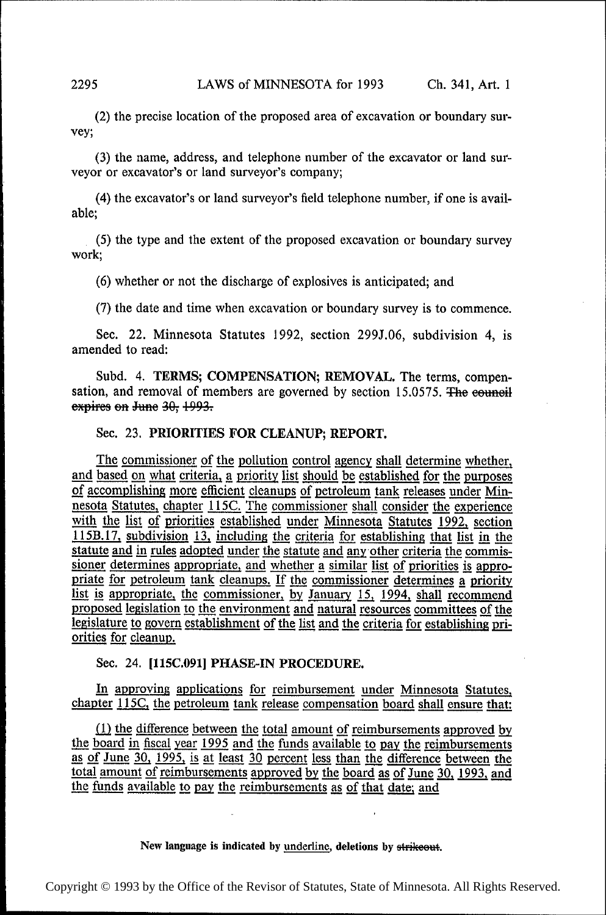(2) the precise location of the proposed area of excavation or boundary survey;

(3) the name, address, and telephone number of the excavator or land surveyor or excavator's or land surveyor's company;

(4) the excavator's or land surveyor's field telephone number, if one is available;

(5) the type and the extent of the proposed excavation or boundary survey work;

(6) whether or not the discharge of explosives is anticipated; and

(7) the date and time when excavation or boundary survey is to commence.

Sec. 22. Minnesota Statutes 1992, section 299J.06, subdivision 4, is amended to read:

Subd. 4. **TERMS; COMPENSATION; REMOVAL.** The terms, compensation, and removal of members are governed by section 15.0575. ~~The council expires on June 30, 1993.~~

Sec. 23. **PRIORITIES FOR CLEANUP; REPORT.**

The commissioner of the pollution control agency shall determine whether, and based on what criteria, a priority list should be established for the purposes of accomplishing more efficient cleanups of petroleum tank releases under Minnesota Statutes, chapter 115C. The commissioner shall consider the experience with the list of priorities established under Minnesota Statutes 1992, section 115B.17, subdivision 13, including the criteria for establishing that list in the statute and in rules adopted under the statute and any other criteria the commissioner determines appropriate, and whether a similar list of priorities is appropriate for petroleum tank cleanups. If the commissioner determines a priority list is appropriate, the commissioner, by January 15, 1994, shall recommend proposed legislation to the environment and natural resources committees of the legislature to govern establishment of the list and the criteria for establishing priorities for cleanup.

Sec. 24. **[115C.091] PHASE-IN PROCEDURE.**

In approving applications for reimbursement under Minnesota Statutes, chapter 115C, the petroleum tank release compensation board shall ensure that:

(1) the difference between the total amount of reimbursements approved by the board in fiscal year 1995 and the funds available to pay the reimbursements as of June 30, 1995, is at least 30 percent less than the difference between the total amount of reimbursements approved by the board as of June 30, 1993, and the funds available to pay the reimbursements as of that date; and

New language is indicated by underline, deletions by ~~strikeout~~.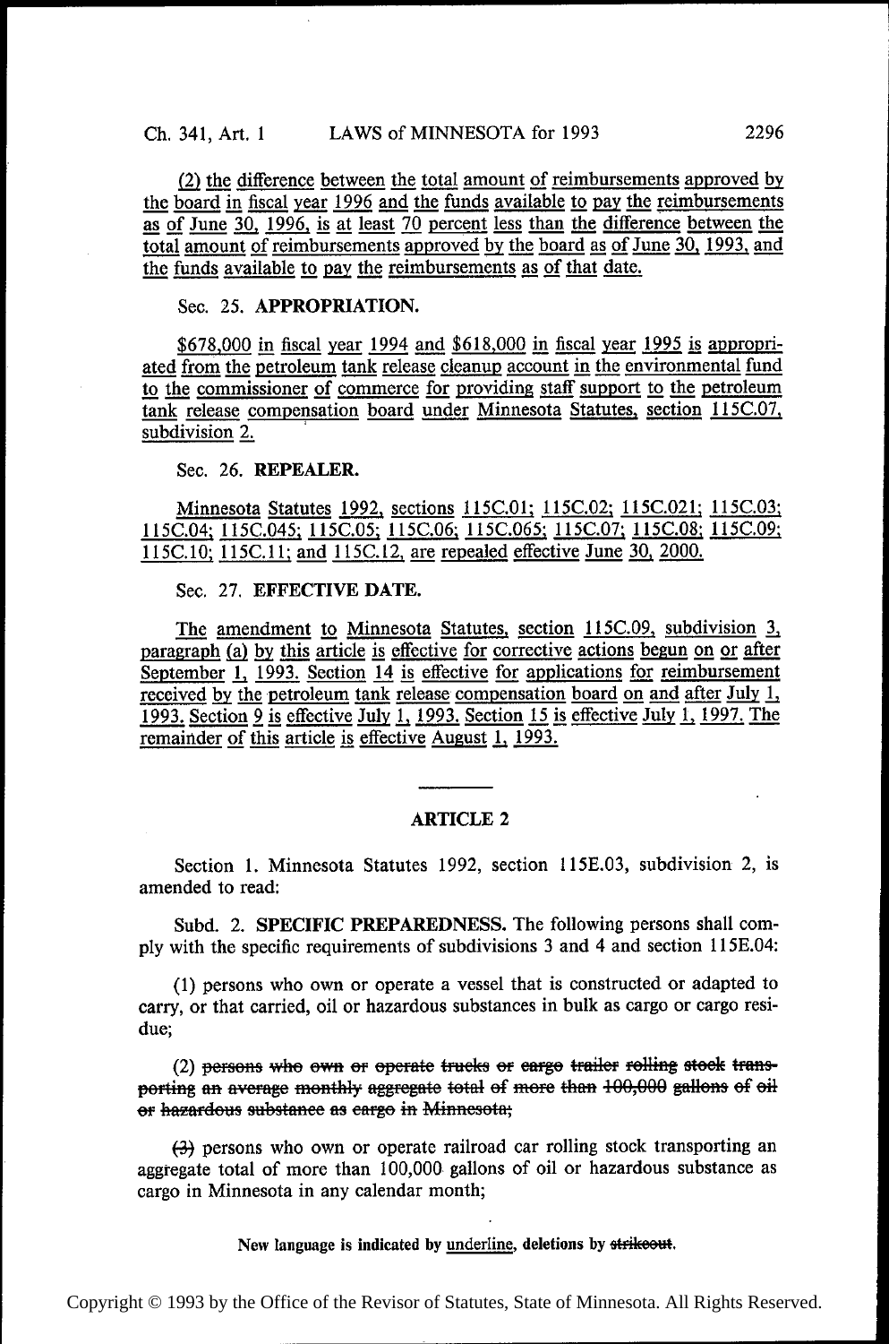(2) the difference between the total amount of reimbursements approved by the board in fiscal year 1996 and the funds available to pay the reimbursements as of June 30, 1996, is at least 70 percent less than the difference between the total amount of reimbursements approved by the board as of June 30, 1993, and the funds available to pay the reimbursements as of that date.

Sec. 25. **APPROPRIATION.**

$678,000 in fiscal year 1994 and $618,000 in fiscal year 1995 is appropriated from the petroleum tank release cleanup account in the environmental fund to the commissioner of commerce for providing staff support to the petroleum tank release compensation board under Minnesota Statutes, section 115C.07, subdivision 2.

Sec. 26. **REPEALER.**

Minnesota Statutes 1992, sections 115C.01; 115C.02; 115C.021; 115C.03; 115C.04; 115C.045; 115C.05; 115C.06; 115C.065; 115C.07; 115C.08; 115C.09; 115C.10; 115C.11; and 115C.12, are repealed effective June 30, 2000.

Sec. 27. **EFFECTIVE DATE.**

The amendment to Minnesota Statutes, section 115C.09, subdivision 3, paragraph (a) by this article is effective for corrective actions begun on or after September 1, 1993. Section 14 is effective for applications for reimbursement received by the petroleum tank release compensation board on and after July 1, 1993. Section 9 is effective July 1, 1993. Section 15 is effective July 1, 1997. The remainder of this article is effective August 1, 1993.

## ARTICLE 2

Section 1. Minnesota Statutes 1992, section 115E.03, subdivision 2, is amended to read:

Subd. 2. **SPECIFIC PREPAREDNESS.** The following persons shall comply with the specific requirements of subdivisions 3 and 4 and section 115E.04:

(1) persons who own or operate a vessel that is constructed or adapted to carry, or that carried, oil or hazardous substances in bulk as cargo or cargo residue;

(2) ~~persons who own or operate trucks or cargo trailer rolling stock transporting an average monthly aggregate total of more than 100,000 gallons of oil or hazardous substance as cargo in Minnesota;~~

~~(3)~~ persons who own or operate railroad car rolling stock transporting an aggregate total of more than 100,000 gallons of oil or hazardous substance as cargo in Minnesota in any calendar month;

New language is indicated by underline, deletions by ~~strikeout~~.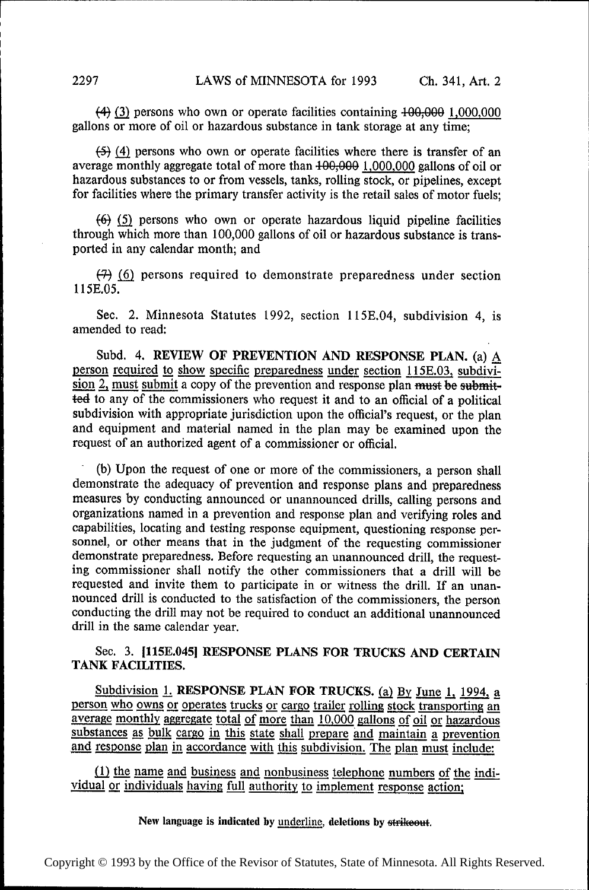~~(4)~~ (3) persons who own or operate facilities containing ~~100,000~~ 1,000,000 gallons or more of oil or hazardous substance in tank storage at any time;

~~(5)~~ (4) persons who own or operate facilities where there is transfer of an average monthly aggregate total of more than ~~100,000~~ 1,000,000 gallons of oil or hazardous substances to or from vessels, tanks, rolling stock, or pipelines, except for facilities where the primary transfer activity is the retail sales of motor fuels;

~~(6)~~ (5) persons who own or operate hazardous liquid pipeline facilities through which more than 100,000 gallons of oil or hazardous substance is transported in any calendar month; and

~~(7)~~ (6) persons required to demonstrate preparedness under section 115E.05.

Sec. 2. Minnesota Statutes 1992, section 115E.04, subdivision 4, is amended to read:

Subd. 4. **REVIEW OF PREVENTION AND RESPONSE PLAN.** (a) A person required to show specific preparedness under section 115E.03, subdivision 2, must submit a copy of the prevention and response plan ~~must be submitted~~ to any of the commissioners who request it and to an official of a political subdivision with appropriate jurisdiction upon the official's request, or the plan and equipment and material named in the plan may be examined upon the request of an authorized agent of a commissioner or official.

(b) Upon the request of one or more of the commissioners, a person shall demonstrate the adequacy of prevention and response plans and preparedness measures by conducting announced or unannounced drills, calling persons and organizations named in a prevention and response plan and verifying roles and capabilities, locating and testing response equipment, questioning response personnel, or other means that in the judgment of the requesting commissioner demonstrate preparedness. Before requesting an unannounced drill, the requesting commissioner shall notify the other commissioners that a drill will be requested and invite them to participate in or witness the drill. If an unannounced drill is conducted to the satisfaction of the commissioners, the person conducting the drill may not be required to conduct an additional unannounced drill in the same calendar year.

Sec. 3. **[115E.045] RESPONSE PLANS FOR TRUCKS AND CERTAIN TANK FACILITIES.**

Subdivision 1. **RESPONSE PLAN FOR TRUCKS.** (a) By June 1, 1994, a person who owns or operates trucks or cargo trailer rolling stock transporting an average monthly aggregate total of more than 10,000 gallons of oil or hazardous substances as bulk cargo in this state shall prepare and maintain a prevention and response plan in accordance with this subdivision. The plan must include:

(1) the name and business and nonbusiness telephone numbers of the individual or individuals having full authority to implement response action;

New language is indicated by underline, deletions by ~~strikeout~~.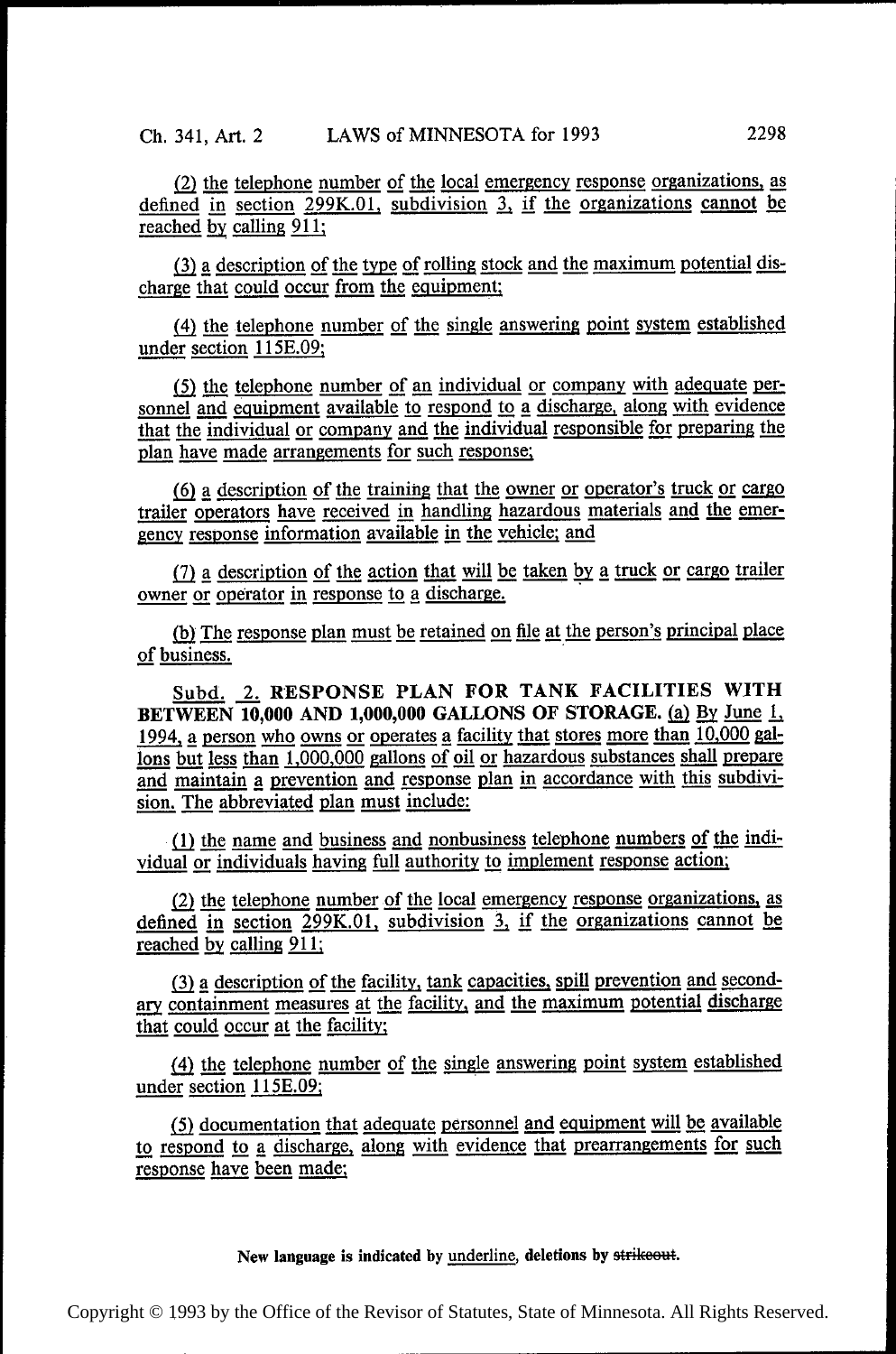(2) the telephone number of the local emergency response organizations, as defined in section 299K.01, subdivision 3, if the organizations cannot be reached by calling 911;

(3) a description of the type of rolling stock and the maximum potential discharge that could occur from the equipment;

(4) the telephone number of the single answering point system established under section 115E.09;

(5) the telephone number of an individual or company with adequate personnel and equipment available to respond to a discharge, along with evidence that the individual or company and the individual responsible for preparing the plan have made arrangements for such response;

(6) a description of the training that the owner or operator's truck or cargo trailer operators have received in handling hazardous materials and the emergency response information available in the vehicle; and

(7) a description of the action that will be taken by a truck or cargo trailer owner or operator in response to a discharge.

(b) The response plan must be retained on file at the person's principal place of business.

Subd. 2. **RESPONSE PLAN FOR TANK FACILITIES WITH BETWEEN 10,000 AND 1,000,000 GALLONS OF STORAGE.** (a) By June 1, 1994, a person who owns or operates a facility that stores more than 10,000 gallons but less than 1,000,000 gallons of oil or hazardous substances shall prepare and maintain a prevention and response plan in accordance with this subdivision. The abbreviated plan must include:

(1) the name and business and nonbusiness telephone numbers of the individual or individuals having full authority to implement response action;

(2) the telephone number of the local emergency response organizations, as defined in section 299K.01, subdivision 3, if the organizations cannot be reached by calling 911;

(3) a description of the facility, tank capacities, spill prevention and secondary containment measures at the facility, and the maximum potential discharge that could occur at the facility;

(4) the telephone number of the single answering point system established under section 115E.09;

(5) documentation that adequate personnel and equipment will be available to respond to a discharge, along with evidence that prearrangements for such response have been made;

**New language is indicated by underline, deletions by ~~strikeout~~.**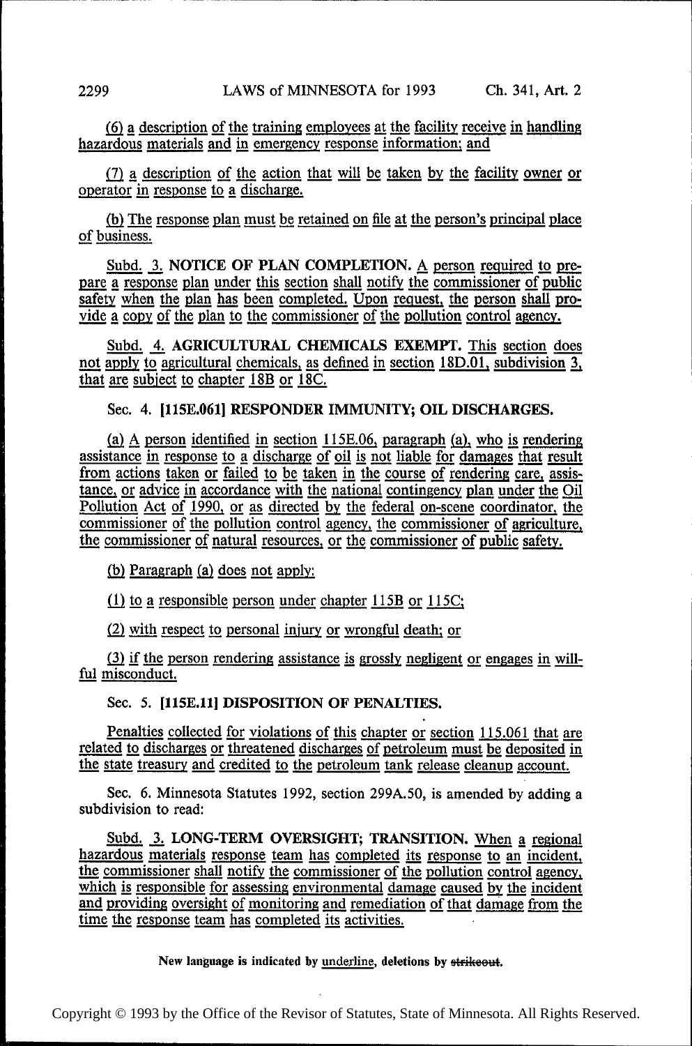(6) a description of the training employees at the facility receive in handling hazardous materials and in emergency response information; and

(7) a description of the action that will be taken by the facility owner or operator in response to a discharge.

(b) The response plan must be retained on file at the person's principal place of business.

Subd. 3. **NOTICE OF PLAN COMPLETION.** A person required to prepare a response plan under this section shall notify the commissioner of public safety when the plan has been completed. Upon request, the person shall provide a copy of the plan to the commissioner of the pollution control agency.

Subd. 4. **AGRICULTURAL CHEMICALS EXEMPT.** This section does not apply to agricultural chemicals, as defined in section 18D.01, subdivision 3, that are subject to chapter 18B or 18C.

Sec. 4. **[115E.061] RESPONDER IMMUNITY; OIL DISCHARGES.**

(a) A person identified in section 115E.06, paragraph (a), who is rendering assistance in response to a discharge of oil is not liable for damages that result from actions taken or failed to be taken in the course of rendering care, assistance, or advice in accordance with the national contingency plan under the Oil Pollution Act of 1990, or as directed by the federal on-scene coordinator, the commissioner of the pollution control agency, the commissioner of agriculture, the commissioner of natural resources, or the commissioner of public safety.

(b) Paragraph (a) does not apply:

(1) to a responsible person under chapter 115B or 115C;

(2) with respect to personal injury or wrongful death; or

(3) if the person rendering assistance is grossly negligent or engages in willful misconduct.

Sec. 5. **[115E.11] DISPOSITION OF PENALTIES.**

Penalties collected for violations of this chapter or section 115.061 that are related to discharges or threatened discharges of petroleum must be deposited in the state treasury and credited to the petroleum tank release cleanup account.

Sec. 6. Minnesota Statutes 1992, section 299A.50, is amended by adding a subdivision to read:

Subd. 3. **LONG-TERM OVERSIGHT; TRANSITION.** When a regional hazardous materials response team has completed its response to an incident, the commissioner shall notify the commissioner of the pollution control agency, which is responsible for assessing environmental damage caused by the incident and providing oversight of monitoring and remediation of that damage from the time the response team has completed its activities.

New language is indicated by underline, deletions by ~~strikeout~~.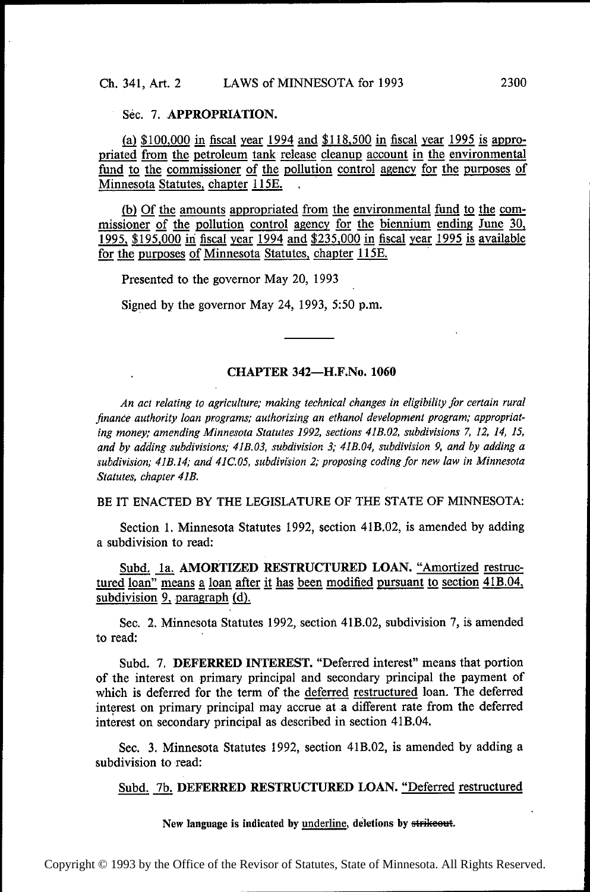Sec. 7. **APPROPRIATION.**

(a) $100,000 in fiscal year 1994 and $118,500 in fiscal year 1995 is appropriated from the petroleum tank release cleanup account in the environmental fund to the commissioner of the pollution control agency for the purposes of Minnesota Statutes, chapter 115E.

(b) Of the amounts appropriated from the environmental fund to the commissioner of the pollution control agency for the biennium ending June 30, 1995, $195,000 in fiscal year 1994 and $235,000 in fiscal year 1995 is available for the purposes of Minnesota Statutes, chapter 115E.

Presented to the governor May 20, 1993

Signed by the governor May 24, 1993, 5:50 p.m.

---

## CHAPTER 342—H.F.No. 1060

*An act relating to agriculture; making technical changes in eligibility for certain rural finance authority loan programs; authorizing an ethanol development program; appropriating money; amending Minnesota Statutes 1992, sections 41B.02, subdivisions 7, 12, 14, 15, and by adding subdivisions; 41B.03, subdivision 3; 41B.04, subdivision 9, and by adding a subdivision; 41B.14; and 41C.05, subdivision 2; proposing coding for new law in Minnesota Statutes, chapter 41B.*

BE IT ENACTED BY THE LEGISLATURE OF THE STATE OF MINNESOTA:

Section 1. Minnesota Statutes 1992, section 41B.02, is amended by adding a subdivision to read:

Subd. 1a. **AMORTIZED RESTRUCTURED LOAN.** "Amortized restructured loan" means a loan after it has been modified pursuant to section 41B.04, subdivision 9, paragraph (d).

Sec. 2. Minnesota Statutes 1992, section 41B.02, subdivision 7, is amended to read:

Subd. 7. **DEFERRED INTEREST.** "Deferred interest" means that portion of the interest on primary principal and secondary principal the payment of which is deferred for the term of the deferred restructured loan. The deferred interest on primary principal may accrue at a different rate from the deferred interest on secondary principal as described in section 41B.04.

Sec. 3. Minnesota Statutes 1992, section 41B.02, is amended by adding a subdivision to read:

Subd. 7b. **DEFERRED RESTRUCTURED LOAN.** "Deferred restructured

New language is indicated by underline, deletions by ~~strikeout~~.